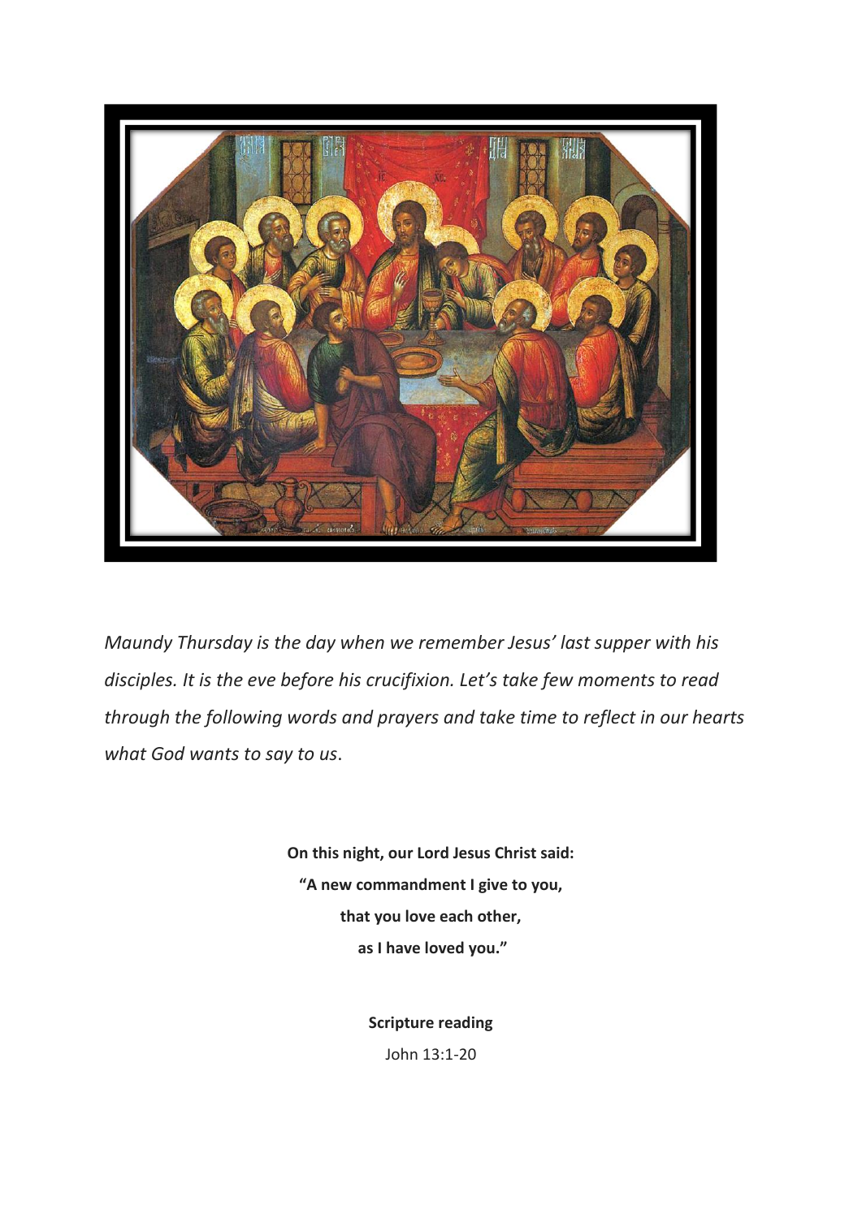*Maundy Thursday is the day when we remember Jesus' last supper with his disciples. It is the eve before his crucifixion. Let's take few moments to read through the following words and prayers and take time to reflect in our hearts what God wants to say to us.*

**On this night, our Lord Jesus Christ said:**
**"A new commandment I give to you,**
**that you love each other,**
**as I have loved you."**

**Scripture reading**

John 13:1-20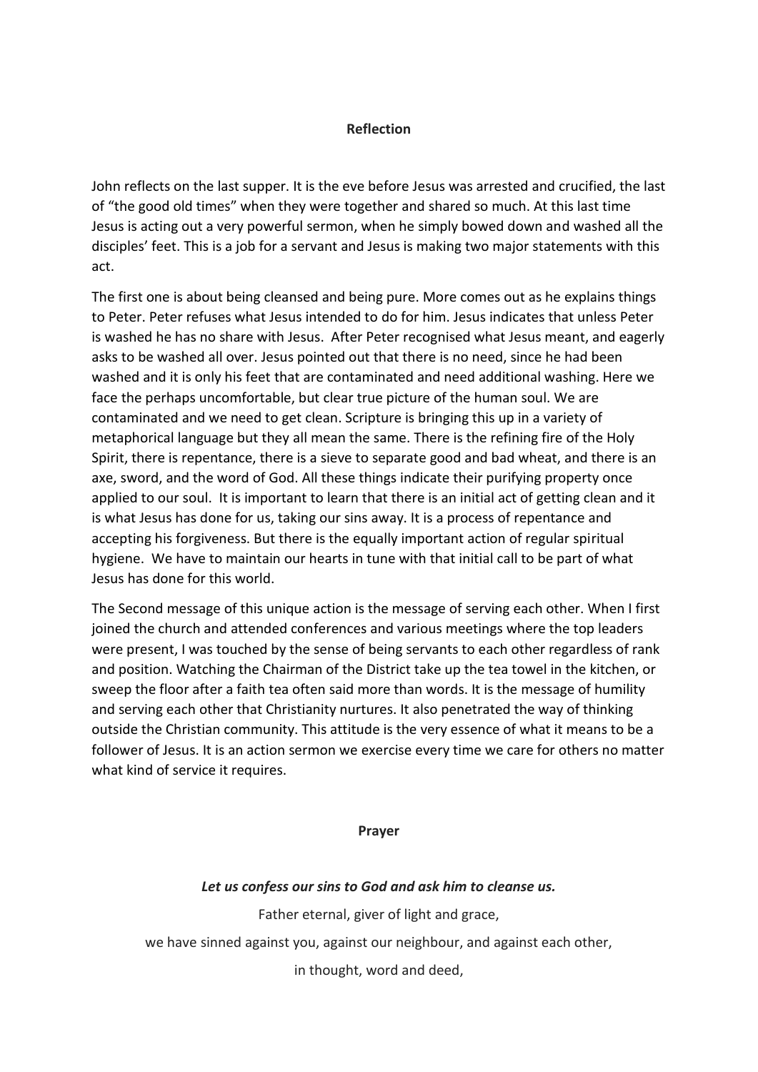## Reflection

John reflects on the last supper. It is the eve before Jesus was arrested and crucified, the last of "the good old times" when they were together and shared so much. At this last time Jesus is acting out a very powerful sermon, when he simply bowed down and washed all the disciples' feet. This is a job for a servant and Jesus is making two major statements with this act.

The first one is about being cleansed and being pure. More comes out as he explains things to Peter. Peter refuses what Jesus intended to do for him. Jesus indicates that unless Peter is washed he has no share with Jesus. After Peter recognised what Jesus meant, and eagerly asks to be washed all over. Jesus pointed out that there is no need, since he had been washed and it is only his feet that are contaminated and need additional washing. Here we face the perhaps uncomfortable, but clear true picture of the human soul. We are contaminated and we need to get clean. Scripture is bringing this up in a variety of metaphorical language but they all mean the same. There is the refining fire of the Holy Spirit, there is repentance, there is a sieve to separate good and bad wheat, and there is an axe, sword, and the word of God. All these things indicate their purifying property once applied to our soul. It is important to learn that there is an initial act of getting clean and it is what Jesus has done for us, taking our sins away. It is a process of repentance and accepting his forgiveness. But there is the equally important action of regular spiritual hygiene. We have to maintain our hearts in tune with that initial call to be part of what Jesus has done for this world.

The Second message of this unique action is the message of serving each other. When I first joined the church and attended conferences and various meetings where the top leaders were present, I was touched by the sense of being servants to each other regardless of rank and position. Watching the Chairman of the District take up the tea towel in the kitchen, or sweep the floor after a faith tea often said more than words. It is the message of humility and serving each other that Christianity nurtures. It also penetrated the way of thinking outside the Christian community. This attitude is the very essence of what it means to be a follower of Jesus. It is an action sermon we exercise every time we care for others no matter what kind of service it requires.

## Prayer

***Let us confess our sins to God and ask him to cleanse us.***

Father eternal, giver of light and grace,

we have sinned against you, against our neighbour, and against each other,

in thought, word and deed,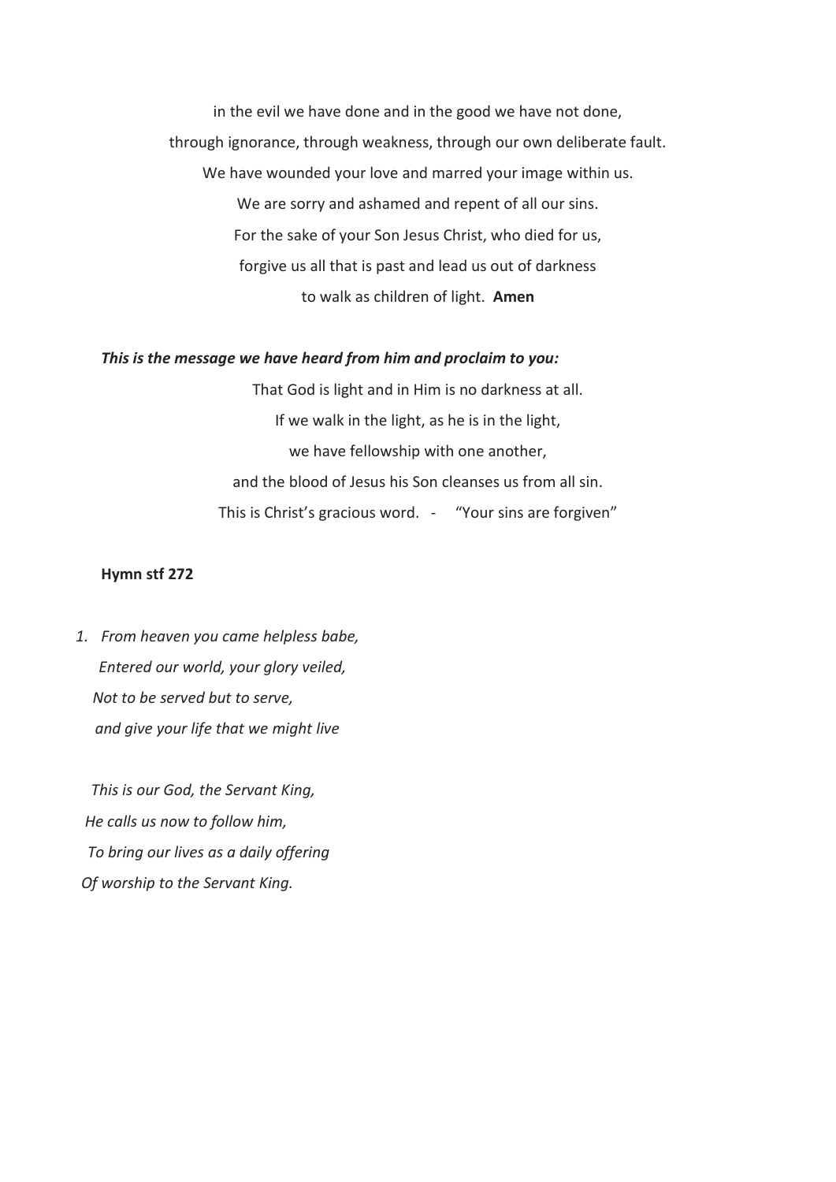in the evil we have done and in the good we have not done,
through ignorance, through weakness, through our own deliberate fault.
We have wounded your love and marred your image within us.
We are sorry and ashamed and repent of all our sins.
For the sake of your Son Jesus Christ, who died for us,
forgive us all that is past and lead us out of darkness
to walk as children of light. **Amen**

***This is the message we have heard from him and proclaim to you:***

That God is light and in Him is no darkness at all.
If we walk in the light, as he is in the light,
we have fellowship with one another,
and the blood of Jesus his Son cleanses us from all sin.
This is Christ's gracious word. - "Your sins are forgiven"

**Hymn stf 272**

1. *From heaven you came helpless babe,*
   *Entered our world, your glory veiled,*
   *Not to be served but to serve,*
   *and give your life that we might live*

   *This is our God, the Servant King,*
   *He calls us now to follow him,*
   *To bring our lives as a daily offering*
   *Of worship to the Servant King.*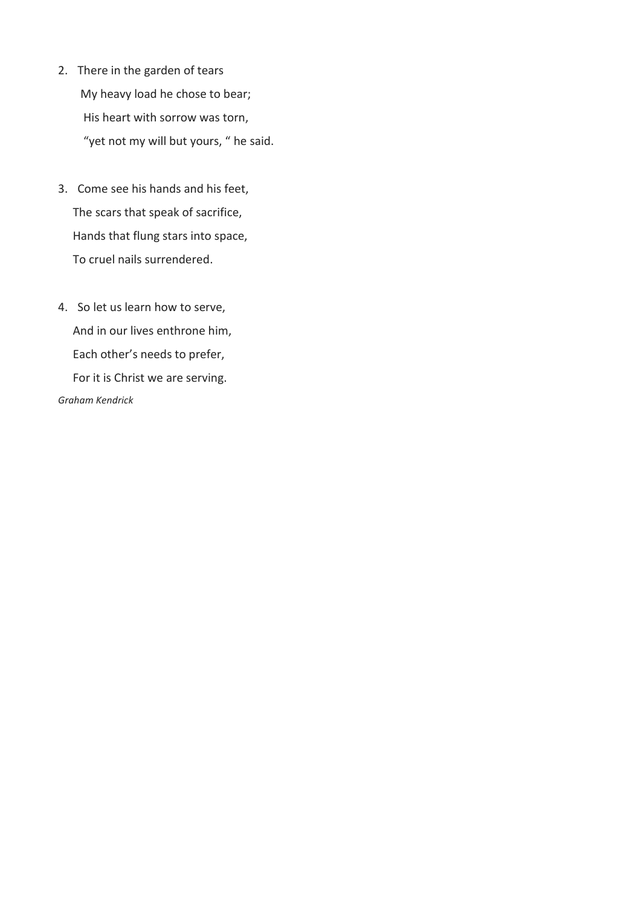2. There in the garden of tears
   My heavy load he chose to bear;
   His heart with sorrow was torn,
   "yet not my will but yours, " he said.

3. Come see his hands and his feet,
   The scars that speak of sacrifice,
   Hands that flung stars into space,
   To cruel nails surrendered.

4. So let us learn how to serve,
   And in our lives enthrone him,
   Each other's needs to prefer,
   For it is Christ we are serving.

*Graham Kendrick*